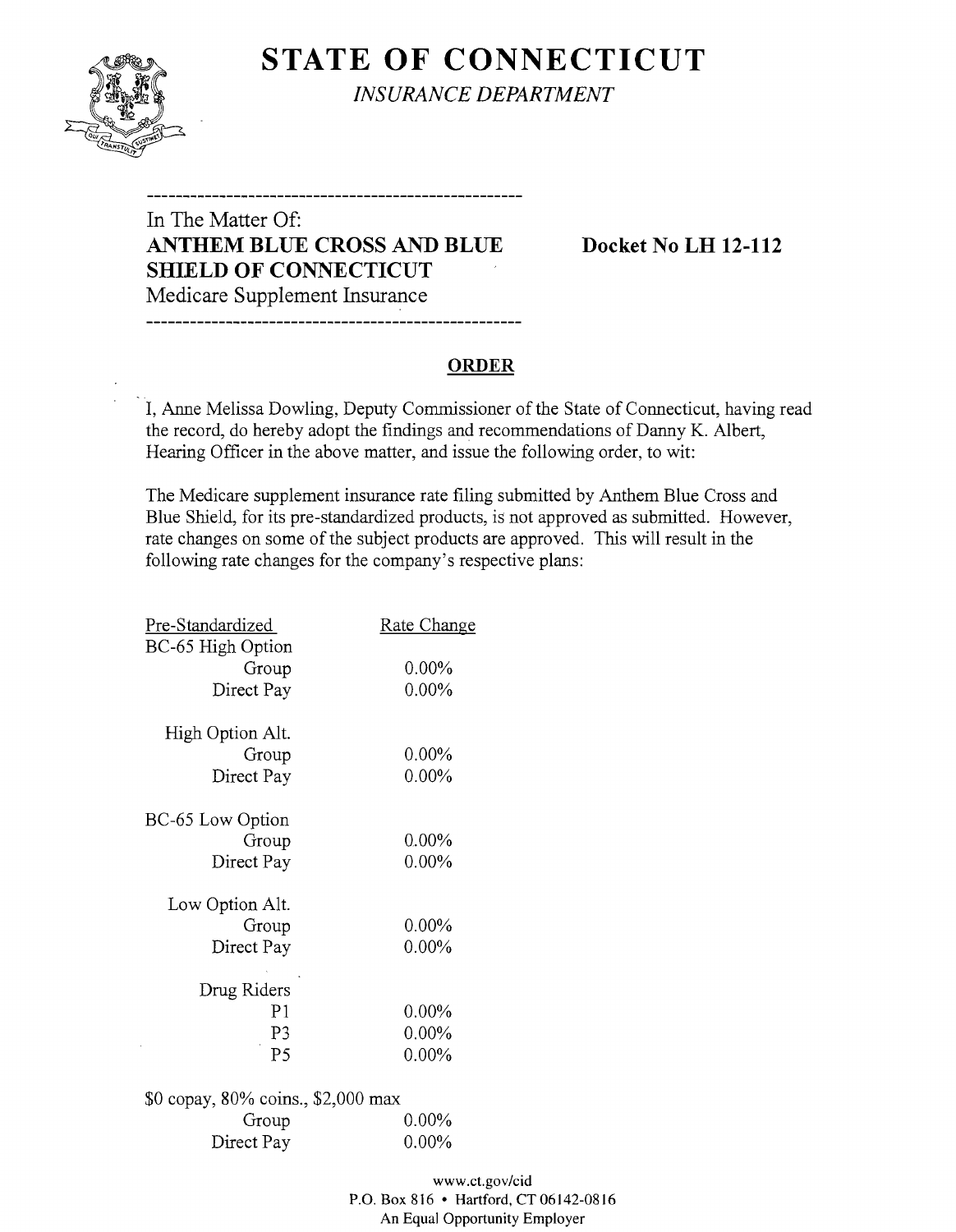# STATE OF CONNECTICUT

*INSURANCE DEPARTMENT*

---

In The Matter Of:
**ANTHEM BLUE CROSS AND BLUE SHIELD OF CONNECTICUT**
Medicare Supplement Insurance

**Docket No LH 12-112**

---

## ORDER

I, Anne Melissa Dowling, Deputy Commissioner of the State of Connecticut, having read the record, do hereby adopt the findings and recommendations of Danny K. Albert, Hearing Officer in the above matter, and issue the following order, to wit:

The Medicare supplement insurance rate filing submitted by Anthem Blue Cross and Blue Shield, for its pre-standardized products, is not approved as submitted. However, rate changes on some of the subject products are approved. This will result in the following rate changes for the company's respective plans:

| Pre-Standardized | Rate Change |
|---|---|
| BC-65 High Option | |
| Group | 0.00% |
| Direct Pay | 0.00% |
| High Option Alt. | |
| Group | 0.00% |
| Direct Pay | 0.00% |
| BC-65 Low Option | |
| Group | 0.00% |
| Direct Pay | 0.00% |
| Low Option Alt. | |
| Group | 0.00% |
| Direct Pay | 0.00% |
| Drug Riders | |
| P1 | 0.00% |
| P3 | 0.00% |
| P5 | 0.00% |
| $0 copay, 80% coins., $2,000 max | |
| Group | 0.00% |
| Direct Pay | 0.00% |

www.ct.gov/cid
P.O. Box 816 • Hartford, CT 06142-0816
An Equal Opportunity Employer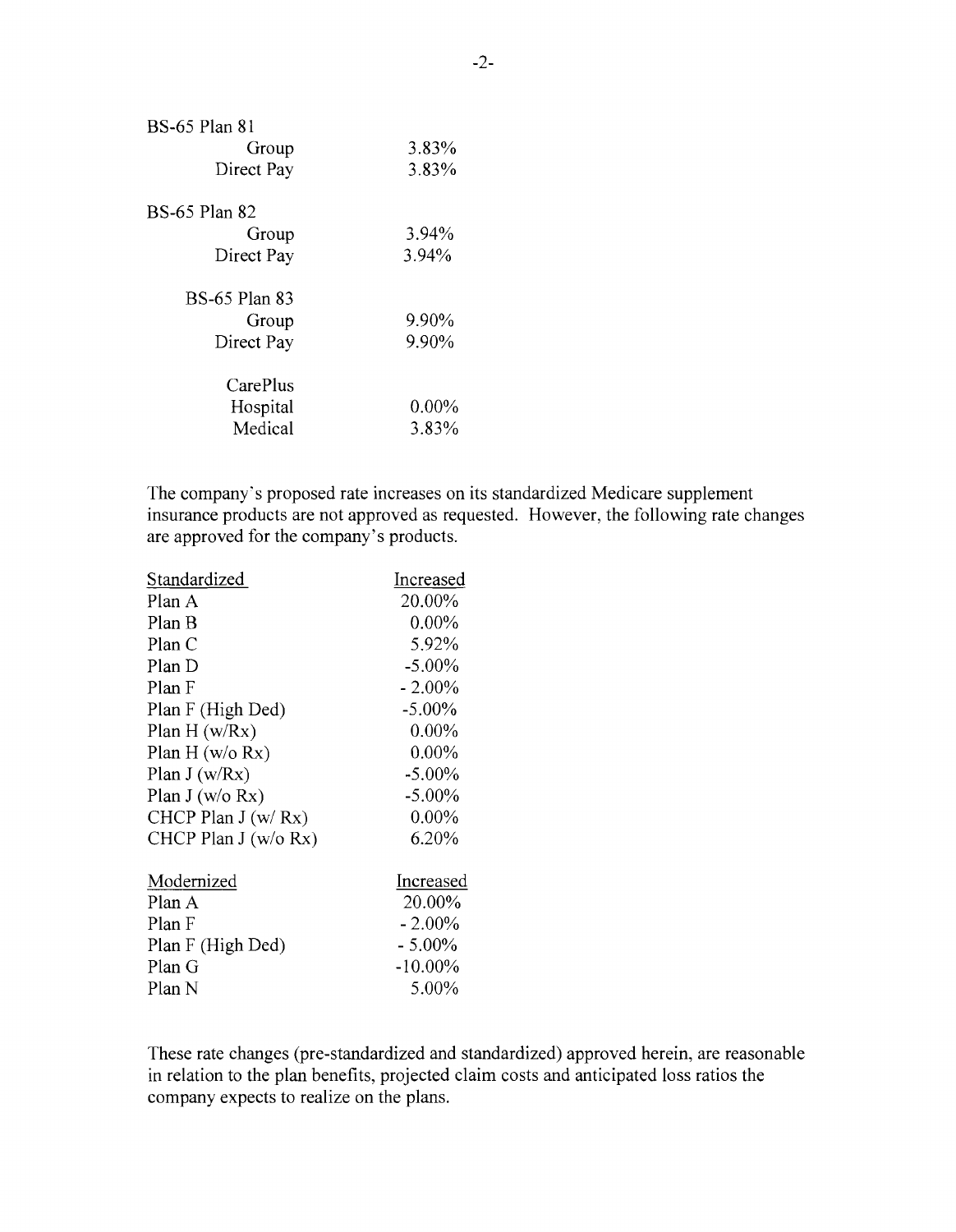| | |
|---|---|
| BS-65 Plan 81 | |
| Group | 3.83% |
| Direct Pay | 3.83% |
| BS-65 Plan 82 | |
| Group | 3.94% |
| Direct Pay | 3.94% |
| BS-65 Plan 83 | |
| Group | 9.90% |
| Direct Pay | 9.90% |
| CarePlus | |
| Hospital | 0.00% |
| Medical | 3.83% |

The company's proposed rate increases on its standardized Medicare supplement insurance products are not approved as requested. However, the following rate changes are approved for the company's products.

| Standardized | Increased |
|---|---|
| Plan A | 20.00% |
| Plan B | 0.00% |
| Plan C | 5.92% |
| Plan D | -5.00% |
| Plan F | - 2.00% |
| Plan F (High Ded) | -5.00% |
| Plan H (w/Rx) | 0.00% |
| Plan H (w/o Rx) | 0.00% |
| Plan J (w/Rx) | -5.00% |
| Plan J (w/o Rx) | -5.00% |
| CHCP Plan J (w/ Rx) | 0.00% |
| CHCP Plan J (w/o Rx) | 6.20% |

| Modernized | Increased |
|---|---|
| Plan A | 20.00% |
| Plan F | - 2.00% |
| Plan F (High Ded) | - 5.00% |
| Plan G | -10.00% |
| Plan N | 5.00% |

These rate changes (pre-standardized and standardized) approved herein, are reasonable in relation to the plan benefits, projected claim costs and anticipated loss ratios the company expects to realize on the plans.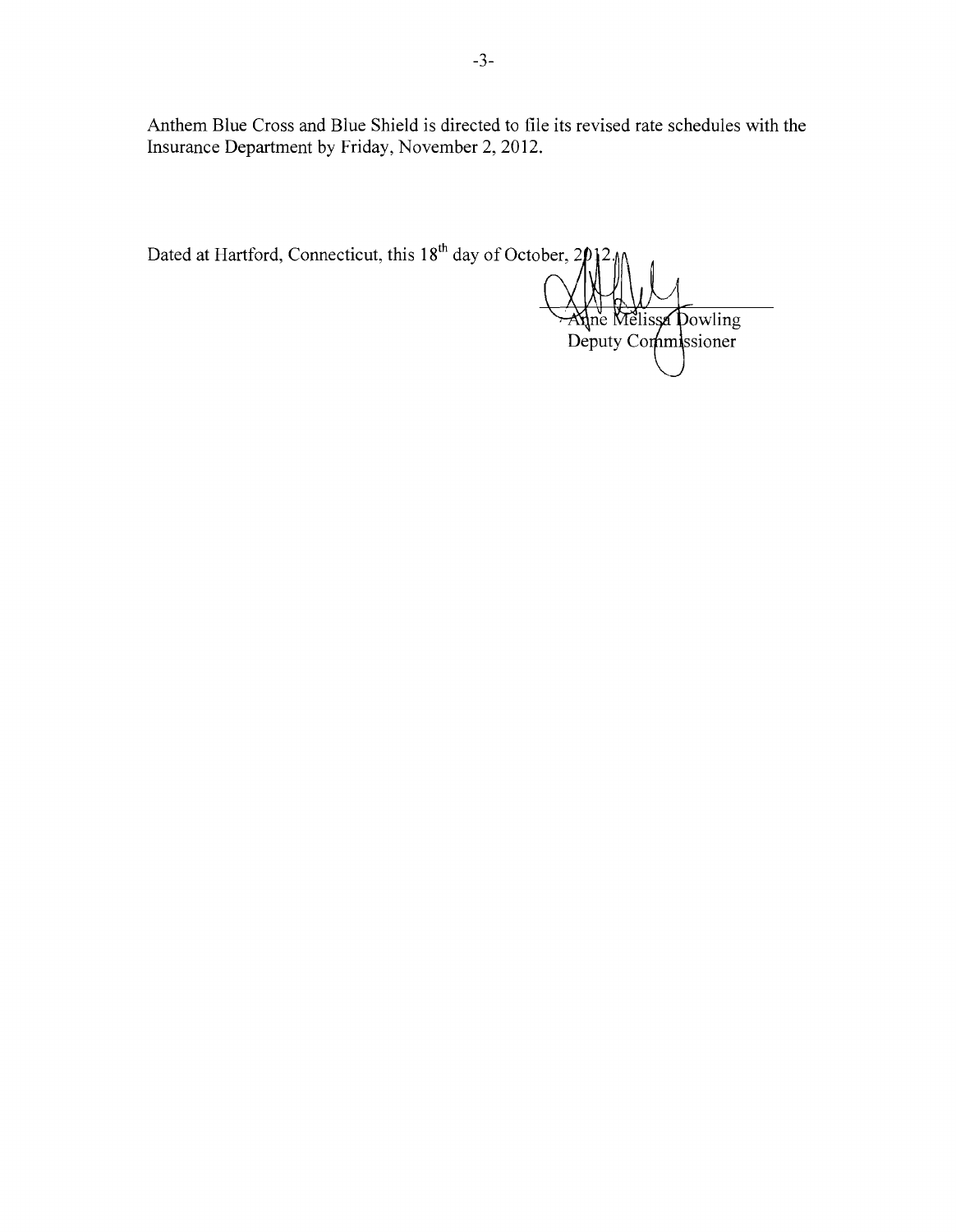Anthem Blue Cross and Blue Shield is directed to file its revised rate schedules with the Insurance Department by Friday, November 2, 2012.

Dated at Hartford, Connecticut, this 18th day of October, 2012.

Anne Melissa Dowling
Deputy Commissioner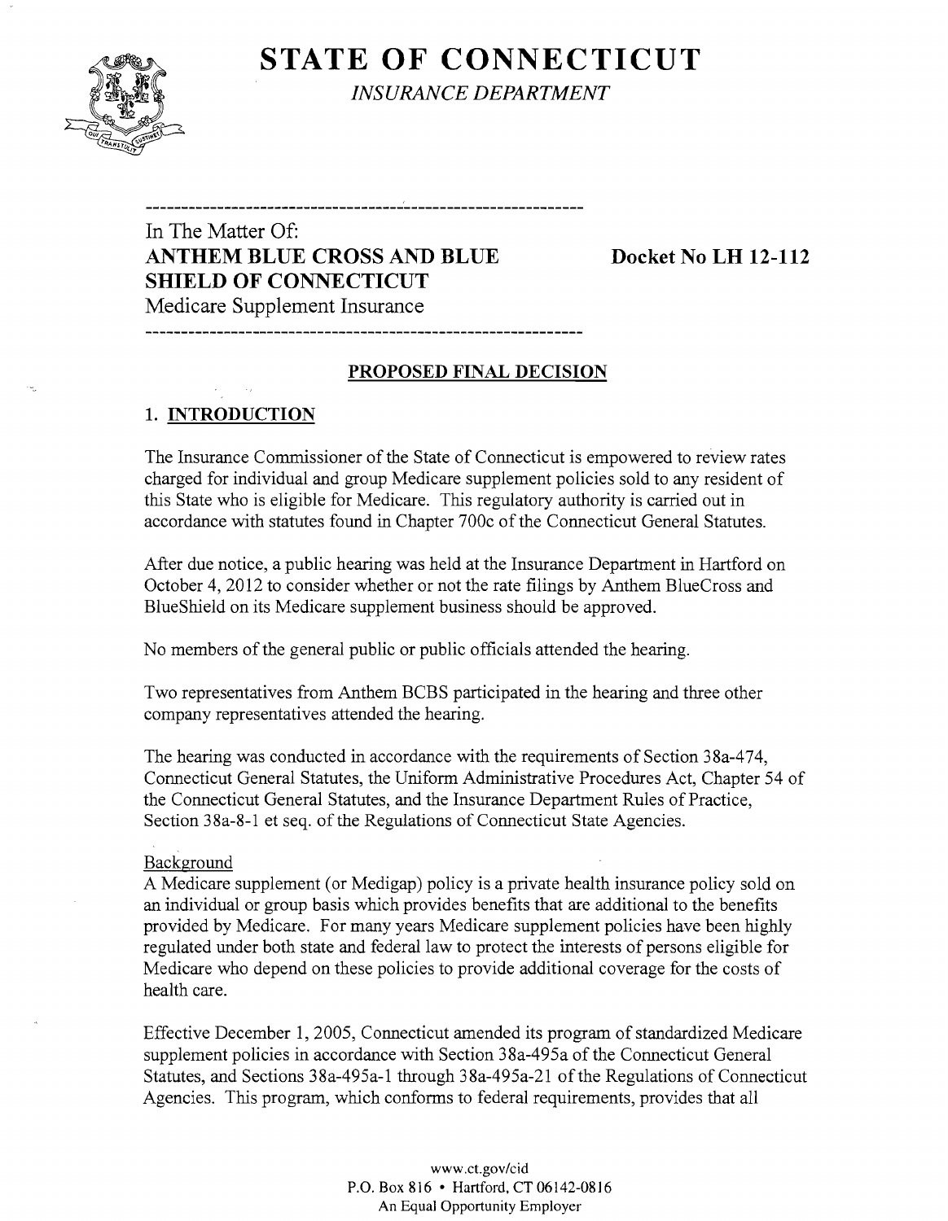# STATE OF CONNECTICUT

*INSURANCE DEPARTMENT*

---

In The Matter Of:
**ANTHEM BLUE CROSS AND BLUE SHIELD OF CONNECTICUT**
Medicare Supplement Insurance

**Docket No LH 12-112**

---

## PROPOSED FINAL DECISION

### 1. INTRODUCTION

The Insurance Commissioner of the State of Connecticut is empowered to review rates charged for individual and group Medicare supplement policies sold to any resident of this State who is eligible for Medicare. This regulatory authority is carried out in accordance with statutes found in Chapter 700c of the Connecticut General Statutes.

After due notice, a public hearing was held at the Insurance Department in Hartford on October 4, 2012 to consider whether or not the rate filings by Anthem BlueCross and BlueShield on its Medicare supplement business should be approved.

No members of the general public or public officials attended the hearing.

Two representatives from Anthem BCBS participated in the hearing and three other company representatives attended the hearing.

The hearing was conducted in accordance with the requirements of Section 38a-474, Connecticut General Statutes, the Uniform Administrative Procedures Act, Chapter 54 of the Connecticut General Statutes, and the Insurance Department Rules of Practice, Section 38a-8-1 et seq. of the Regulations of Connecticut State Agencies.

Background

A Medicare supplement (or Medigap) policy is a private health insurance policy sold on an individual or group basis which provides benefits that are additional to the benefits provided by Medicare. For many years Medicare supplement policies have been highly regulated under both state and federal law to protect the interests of persons eligible for Medicare who depend on these policies to provide additional coverage for the costs of health care.

Effective December 1, 2005, Connecticut amended its program of standardized Medicare supplement policies in accordance with Section 38a-495a of the Connecticut General Statutes, and Sections 38a-495a-1 through 38a-495a-21 of the Regulations of Connecticut Agencies. This program, which conforms to federal requirements, provides that all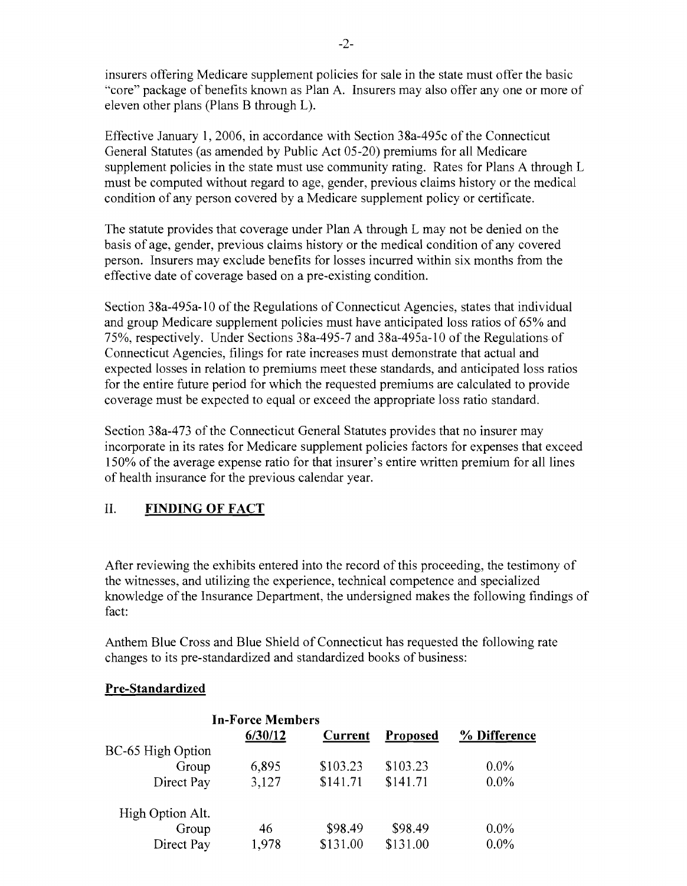insurers offering Medicare supplement policies for sale in the state must offer the basic "core" package of benefits known as Plan A. Insurers may also offer any one or more of eleven other plans (Plans B through L).

Effective January 1, 2006, in accordance with Section 38a-495c of the Connecticut General Statutes (as amended by Public Act 05-20) premiums for all Medicare supplement policies in the state must use community rating. Rates for Plans A through L must be computed without regard to age, gender, previous claims history or the medical condition of any person covered by a Medicare supplement policy or certificate.

The statute provides that coverage under Plan A through L may not be denied on the basis of age, gender, previous claims history or the medical condition of any covered person. Insurers may exclude benefits for losses incurred within six months from the effective date of coverage based on a pre-existing condition.

Section 38a-495a-10 of the Regulations of Connecticut Agencies, states that individual and group Medicare supplement policies must have anticipated loss ratios of 65% and 75%, respectively. Under Sections 38a-495-7 and 38a-495a-10 of the Regulations of Connecticut Agencies, filings for rate increases must demonstrate that actual and expected losses in relation to premiums meet these standards, and anticipated loss ratios for the entire future period for which the requested premiums are calculated to provide coverage must be expected to equal or exceed the appropriate loss ratio standard.

Section 38a-473 of the Connecticut General Statutes provides that no insurer may incorporate in its rates for Medicare supplement policies factors for expenses that exceed 150% of the average expense ratio for that insurer's entire written premium for all lines of health insurance for the previous calendar year.

## II. **FINDING OF FACT**

After reviewing the exhibits entered into the record of this proceeding, the testimony of the witnesses, and utilizing the experience, technical competence and specialized knowledge of the Insurance Department, the undersigned makes the following findings of fact:

Anthem Blue Cross and Blue Shield of Connecticut has requested the following rate changes to its pre-standardized and standardized books of business:

**Pre-Standardized**

| | In-Force Members 6/30/12 | Current | Proposed | % Difference |
|---|---|---|---|---|
| BC-65 High Option | | | | |
| Group | 6,895 | $103.23 | $103.23 | 0.0% |
| Direct Pay | 3,127 | $141.71 | $141.71 | 0.0% |
| High Option Alt. | | | | |
| Group | 46 | $98.49 | $98.49 | 0.0% |
| Direct Pay | 1,978 | $131.00 | $131.00 | 0.0% |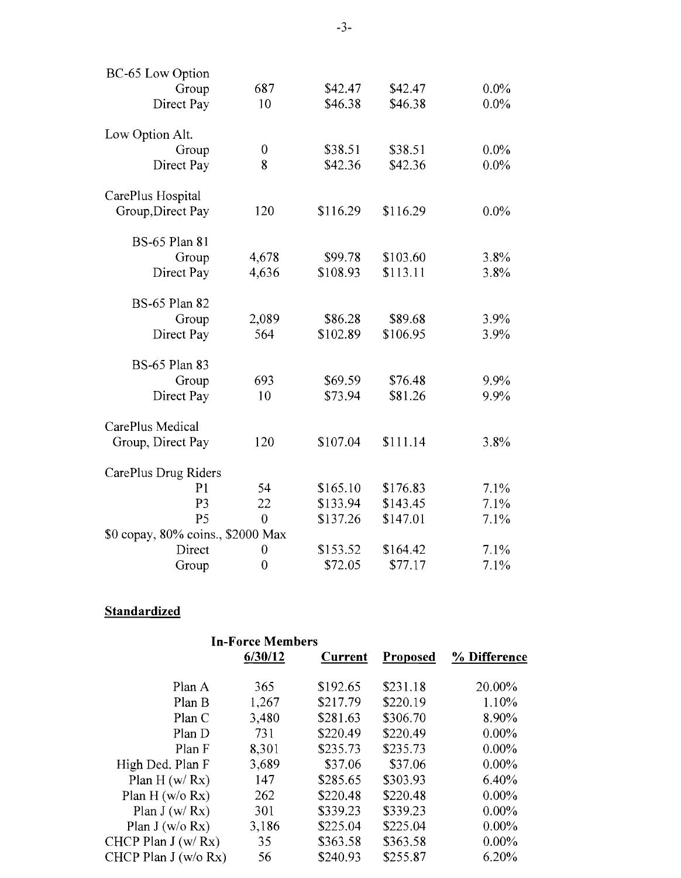| | | | | |
|---|---|---|---|---|
| BC-65 Low Option | | | | |
| Group | 687 | $42.47 | $42.47 | 0.0% |
| Direct Pay | 10 | $46.38 | $46.38 | 0.0% |
| | | | | |
| Low Option Alt. | | | | |
| Group | 0 | $38.51 | $38.51 | 0.0% |
| Direct Pay | 8 | $42.36 | $42.36 | 0.0% |
| | | | | |
| CarePlus Hospital | | | | |
| Group,Direct Pay | 120 | $116.29 | $116.29 | 0.0% |
| | | | | |
| BS-65 Plan 81 | | | | |
| Group | 4,678 | $99.78 | $103.60 | 3.8% |
| Direct Pay | 4,636 | $108.93 | $113.11 | 3.8% |
| | | | | |
| BS-65 Plan 82 | | | | |
| Group | 2,089 | $86.28 | $89.68 | 3.9% |
| Direct Pay | 564 | $102.89 | $106.95 | 3.9% |
| | | | | |
| BS-65 Plan 83 | | | | |
| Group | 693 | $69.59 | $76.48 | 9.9% |
| Direct Pay | 10 | $73.94 | $81.26 | 9.9% |
| | | | | |
| CarePlus Medical | | | | |
| Group, Direct Pay | 120 | $107.04 | $111.14 | 3.8% |
| | | | | |
| CarePlus Drug Riders | | | | |
| P1 | 54 | $165.10 | $176.83 | 7.1% |
| P3 | 22 | $133.94 | $143.45 | 7.1% |
| P5 | 0 | $137.26 | $147.01 | 7.1% |
| $0 copay, 80% coins., $2000 Max | | | | |
| Direct | 0 | $153.52 | $164.42 | 7.1% |
| Group | 0 | $72.05 | $77.17 | 7.1% |

**Standardized**

| | In-Force Members 6/30/12 | Current | Proposed | % Difference |
|---|---|---|---|---|
| Plan A | 365 | $192.65 | $231.18 | 20.00% |
| Plan B | 1,267 | $217.79 | $220.19 | 1.10% |
| Plan C | 3,480 | $281.63 | $306.70 | 8.90% |
| Plan D | 731 | $220.49 | $220.49 | 0.00% |
| Plan F | 8,301 | $235.73 | $235.73 | 0.00% |
| High Ded. Plan F | 3,689 | $37.06 | $37.06 | 0.00% |
| Plan H (w/ Rx) | 147 | $285.65 | $303.93 | 6.40% |
| Plan H (w/o Rx) | 262 | $220.48 | $220.48 | 0.00% |
| Plan J (w/ Rx) | 301 | $339.23 | $339.23 | 0.00% |
| Plan J (w/o Rx) | 3,186 | $225.04 | $225.04 | 0.00% |
| CHCP Plan J (w/ Rx) | 35 | $363.58 | $363.58 | 0.00% |
| CHCP Plan J (w/o Rx) | 56 | $240.93 | $255.87 | 6.20% |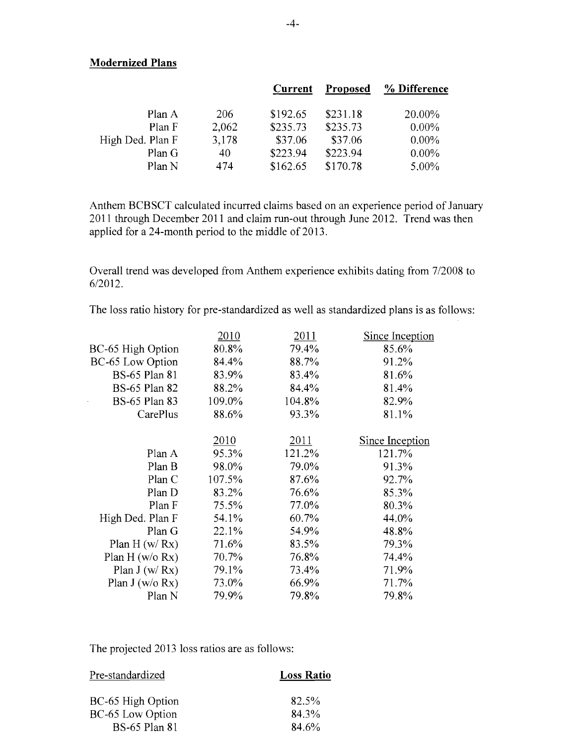**Modernized Plans**

| | | Current | Proposed | % Difference |
|---|---|---|---|---|
| Plan A | 206 | $192.65 | $231.18 | 20.00% |
| Plan F | 2,062 | $235.73 | $235.73 | 0.00% |
| High Ded. Plan F | 3,178 | $37.06 | $37.06 | 0.00% |
| Plan G | 40 | $223.94 | $223.94 | 0.00% |
| Plan N | 474 | $162.65 | $170.78 | 5.00% |

Anthem BCBSCT calculated incurred claims based on an experience period of January 2011 through December 2011 and claim run-out through June 2012. Trend was then applied for a 24-month period to the middle of 2013.

Overall trend was developed from Anthem experience exhibits dating from 7/2008 to 6/2012.

The loss ratio history for pre-standardized as well as standardized plans is as follows:

| | 2010 | 2011 | Since Inception |
|---|---|---|---|
| BC-65 High Option | 80.8% | 79.4% | 85.6% |
| BC-65 Low Option | 84.4% | 88.7% | 91.2% |
| BS-65 Plan 81 | 83.9% | 83.4% | 81.6% |
| BS-65 Plan 82 | 88.2% | 84.4% | 81.4% |
| BS-65 Plan 83 | 109.0% | 104.8% | 82.9% |
| CarePlus | 88.6% | 93.3% | 81.1% |

| | 2010 | 2011 | Since Inception |
|---|---|---|---|
| Plan A | 95.3% | 121.2% | 121.7% |
| Plan B | 98.0% | 79.0% | 91.3% |
| Plan C | 107.5% | 87.6% | 92.7% |
| Plan D | 83.2% | 76.6% | 85.3% |
| Plan F | 75.5% | 77.0% | 80.3% |
| High Ded. Plan F | 54.1% | 60.7% | 44.0% |
| Plan G | 22.1% | 54.9% | 48.8% |
| Plan H (w/ Rx) | 71.6% | 83.5% | 79.3% |
| Plan H (w/o Rx) | 70.7% | 76.8% | 74.4% |
| Plan J (w/ Rx) | 79.1% | 73.4% | 71.9% |
| Plan J (w/o Rx) | 73.0% | 66.9% | 71.7% |
| Plan N | 79.9% | 79.8% | 79.8% |

The projected 2013 loss ratios are as follows:

| Pre-standardized | Loss Ratio |
|---|---|
| BC-65 High Option | 82.5% |
| BC-65 Low Option | 84.3% |
| BS-65 Plan 81 | 84.6% |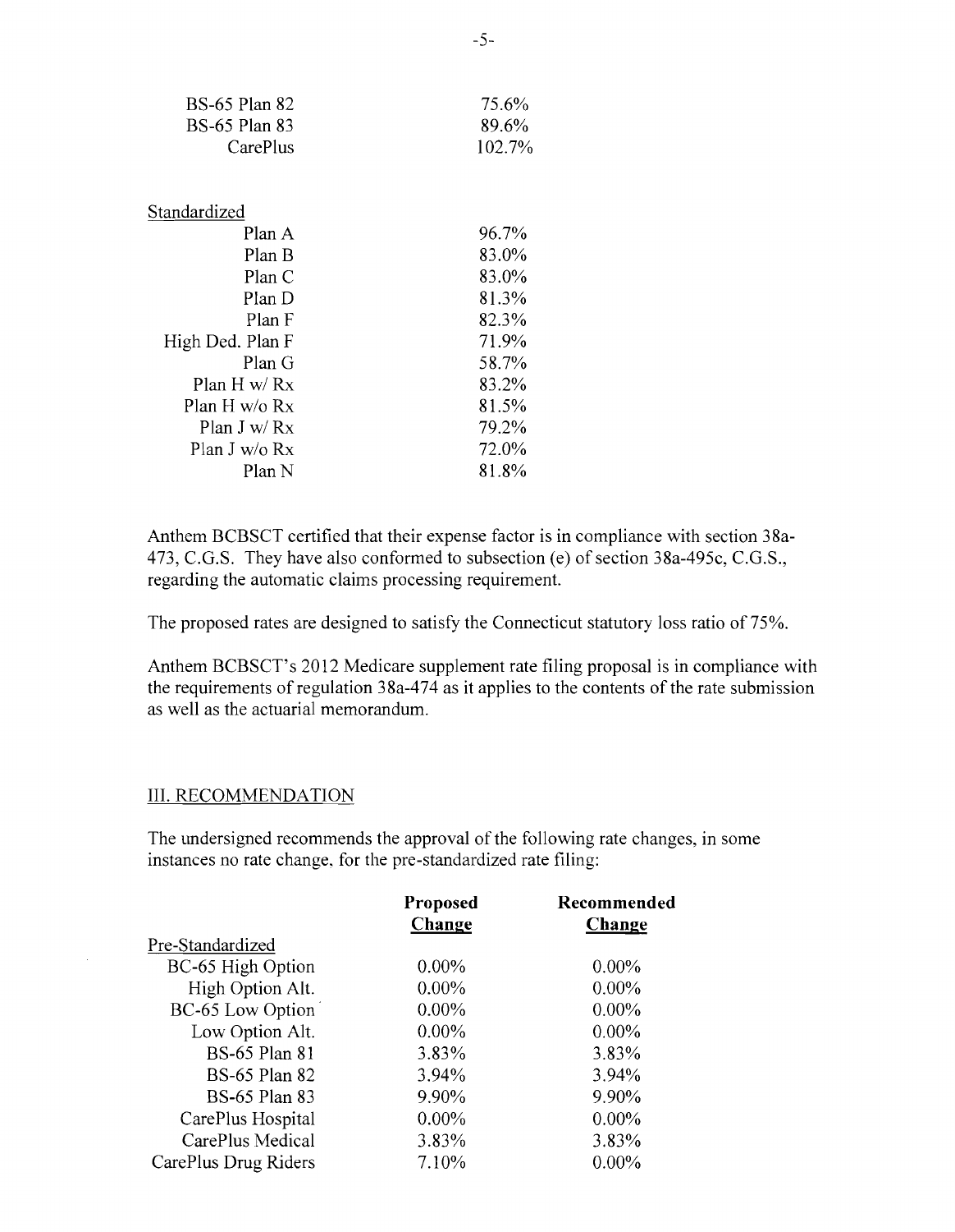| | |
|---|---|
| BS-65 Plan 82 | 75.6% |
| BS-65 Plan 83 | 89.6% |
| CarePlus | 102.7% |

| Standardized | |
|---|---|
| Plan A | 96.7% |
| Plan B | 83.0% |
| Plan C | 83.0% |
| Plan D | 81.3% |
| Plan F | 82.3% |
| High Ded. Plan F | 71.9% |
| Plan G | 58.7% |
| Plan H w/ Rx | 83.2% |
| Plan H w/o Rx | 81.5% |
| Plan J w/ Rx | 79.2% |
| Plan J w/o Rx | 72.0% |
| Plan N | 81.8% |

Anthem BCBSCT certified that their expense factor is in compliance with section 38a-473, C.G.S. They have also conformed to subsection (e) of section 38a-495c, C.G.S., regarding the automatic claims processing requirement.

The proposed rates are designed to satisfy the Connecticut statutory loss ratio of 75%.

Anthem BCBSCT's 2012 Medicare supplement rate filing proposal is in compliance with the requirements of regulation 38a-474 as it applies to the contents of the rate submission as well as the actuarial memorandum.

## III. RECOMMENDATION

The undersigned recommends the approval of the following rate changes, in some instances no rate change, for the pre-standardized rate filing:

| | **Proposed Change** | **Recommended Change** |
|---|---|---|
| Pre-Standardized | | |
| BC-65 High Option | 0.00% | 0.00% |
| High Option Alt. | 0.00% | 0.00% |
| BC-65 Low Option | 0.00% | 0.00% |
| Low Option Alt. | 0.00% | 0.00% |
| BS-65 Plan 81 | 3.83% | 3.83% |
| BS-65 Plan 82 | 3.94% | 3.94% |
| BS-65 Plan 83 | 9.90% | 9.90% |
| CarePlus Hospital | 0.00% | 0.00% |
| CarePlus Medical | 3.83% | 3.83% |
| CarePlus Drug Riders | 7.10% | 0.00% |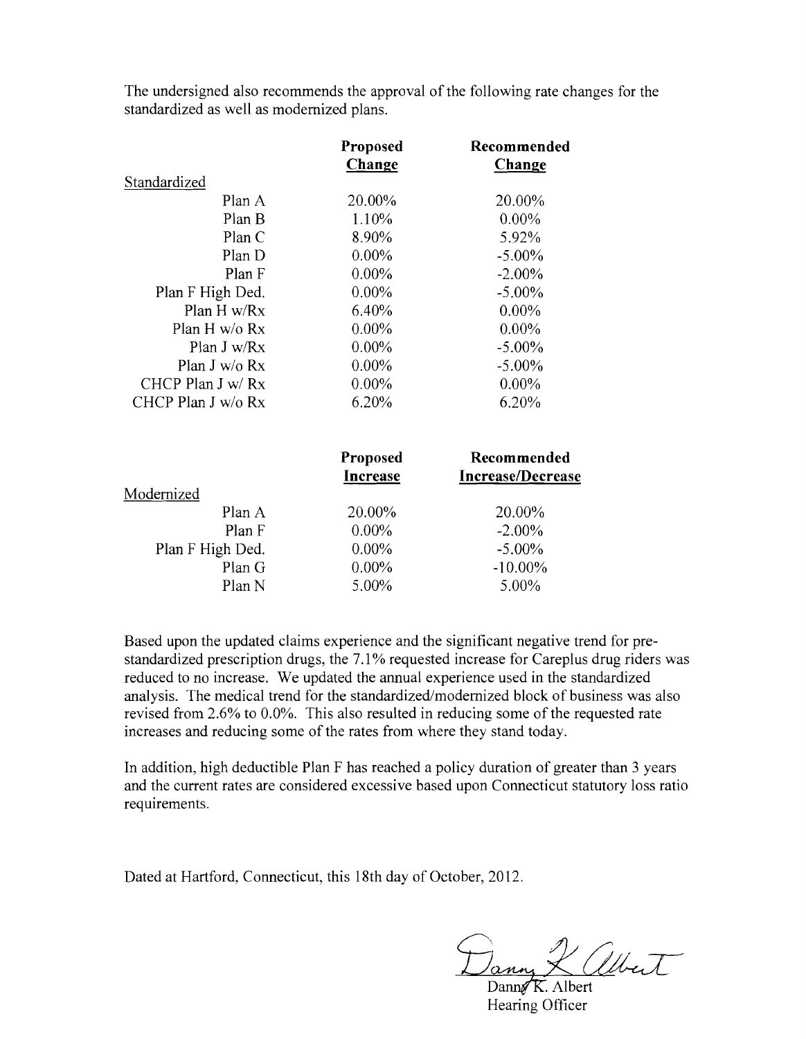The undersigned also recommends the approval of the following rate changes for the standardized as well as modernized plans.

| | Proposed Change | Recommended Change |
|---|---|---|
| Standardized | | |
| Plan A | 20.00% | 20.00% |
| Plan B | 1.10% | 0.00% |
| Plan C | 8.90% | 5.92% |
| Plan D | 0.00% | -5.00% |
| Plan F | 0.00% | -2.00% |
| Plan F High Ded. | 0.00% | -5.00% |
| Plan H w/Rx | 6.40% | 0.00% |
| Plan H w/o Rx | 0.00% | 0.00% |
| Plan J w/Rx | 0.00% | -5.00% |
| Plan J w/o Rx | 0.00% | -5.00% |
| CHCP Plan J w/ Rx | 0.00% | 0.00% |
| CHCP Plan J w/o Rx | 6.20% | 6.20% |

| | Proposed Increase | Recommended Increase/Decrease |
|---|---|---|
| Modernized | | |
| Plan A | 20.00% | 20.00% |
| Plan F | 0.00% | -2.00% |
| Plan F High Ded. | 0.00% | -5.00% |
| Plan G | 0.00% | -10.00% |
| Plan N | 5.00% | 5.00% |

Based upon the updated claims experience and the significant negative trend for pre-standardized prescription drugs, the 7.1% requested increase for Careplus drug riders was reduced to no increase. We updated the annual experience used in the standardized analysis. The medical trend for the standardized/modernized block of business was also revised from 2.6% to 0.0%. This also resulted in reducing some of the requested rate increases and reducing some of the rates from where they stand today.

In addition, high deductible Plan F has reached a policy duration of greater than 3 years and the current rates are considered excessive based upon Connecticut statutory loss ratio requirements.

Dated at Hartford, Connecticut, this 18th day of October, 2012.

Danny K. Albert
Hearing Officer